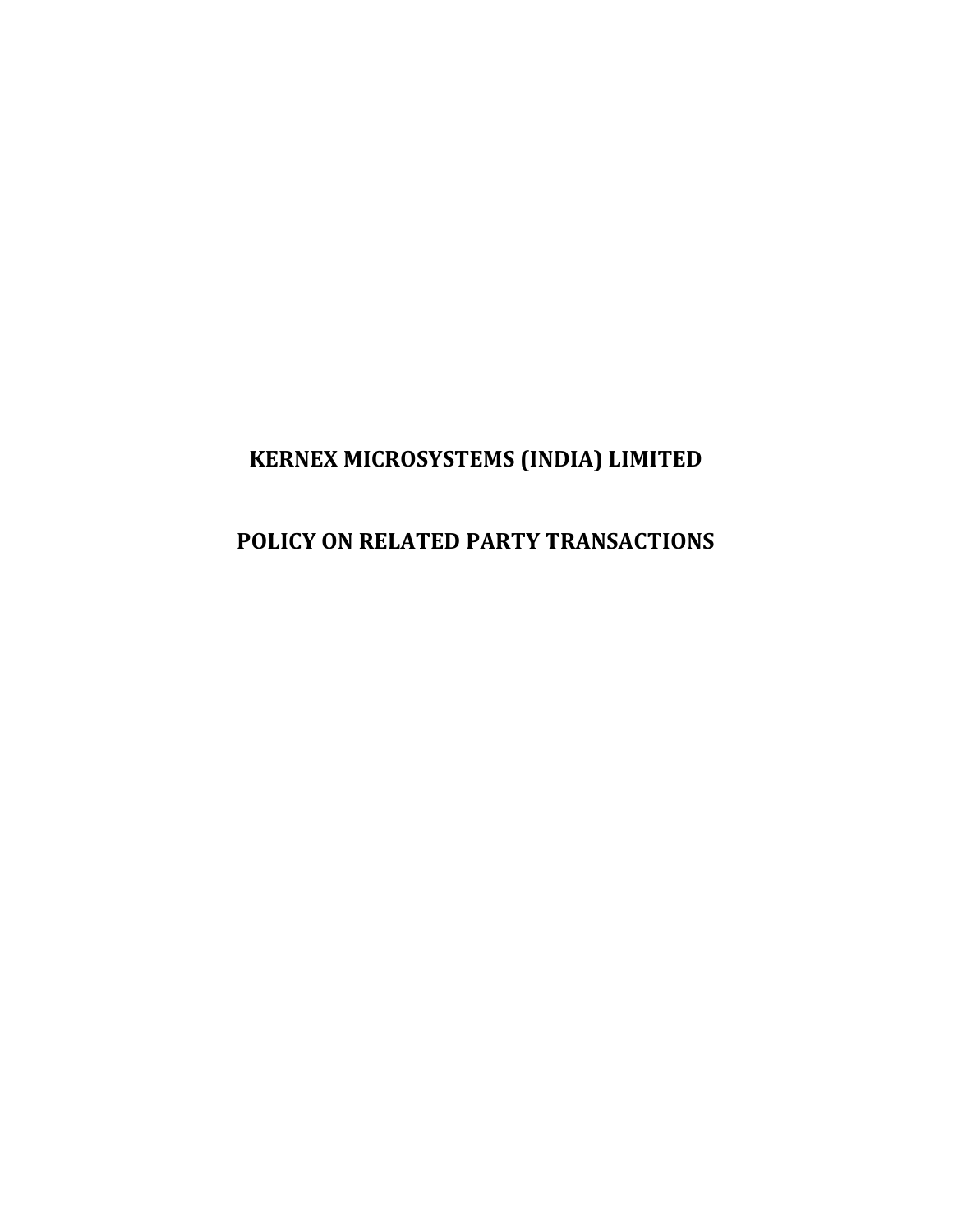# KERNEX MICROSYSTEMS (INDIA) LIMITED

# POLICY ON RELATED PARTY TRANSACTIONS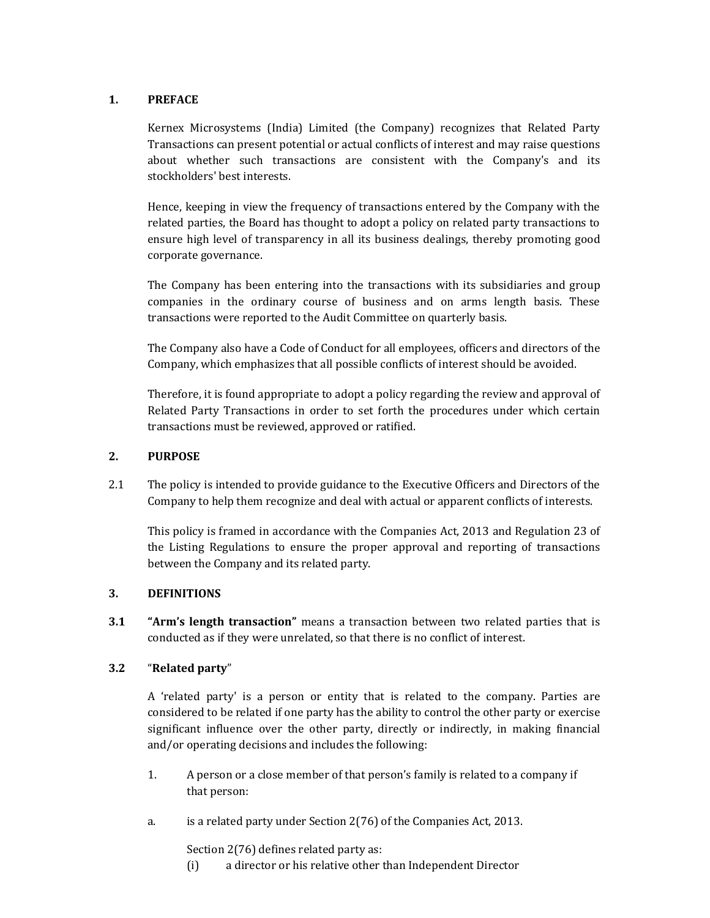## 1. PREFACE

Kernex Microsystems (India) Limited (the Company) recognizes that Related Party Transactions can present potential or actual conflicts of interest and may raise questions about whether such transactions are consistent with the Company's and its stockholders' best interests.

Hence, keeping in view the frequency of transactions entered by the Company with the related parties, the Board has thought to adopt a policy on related party transactions to ensure high level of transparency in all its business dealings, thereby promoting good corporate governance.

The Company has been entering into the transactions with its subsidiaries and group companies in the ordinary course of business and on arms length basis. These transactions were reported to the Audit Committee on quarterly basis.

The Company also have a Code of Conduct for all employees, officers and directors of the Company, which emphasizes that all possible conflicts of interest should be avoided.

Therefore, it is found appropriate to adopt a policy regarding the review and approval of Related Party Transactions in order to set forth the procedures under which certain transactions must be reviewed, approved or ratified.

## 2. PURPOSE

2.1 The policy is intended to provide guidance to the Executive Officers and Directors of the Company to help them recognize and deal with actual or apparent conflicts of interests.

This policy is framed in accordance with the Companies Act, 2013 and Regulation 23 of the Listing Regulations to ensure the proper approval and reporting of transactions between the Company and its related party.

## 3. DEFINITIONS

**3.1** **"Arm's length transaction"** means a transaction between two related parties that is conducted as if they were unrelated, so that there is no conflict of interest.

**3.2** "**Related party**"

A 'related party' is a person or entity that is related to the company. Parties are considered to be related if one party has the ability to control the other party or exercise significant influence over the other party, directly or indirectly, in making financial and/or operating decisions and includes the following:

1. A person or a close member of that person's family is related to a company if that person:

a. is a related party under Section 2(76) of the Companies Act, 2013.

Section 2(76) defines related party as:

(i) a director or his relative other than Independent Director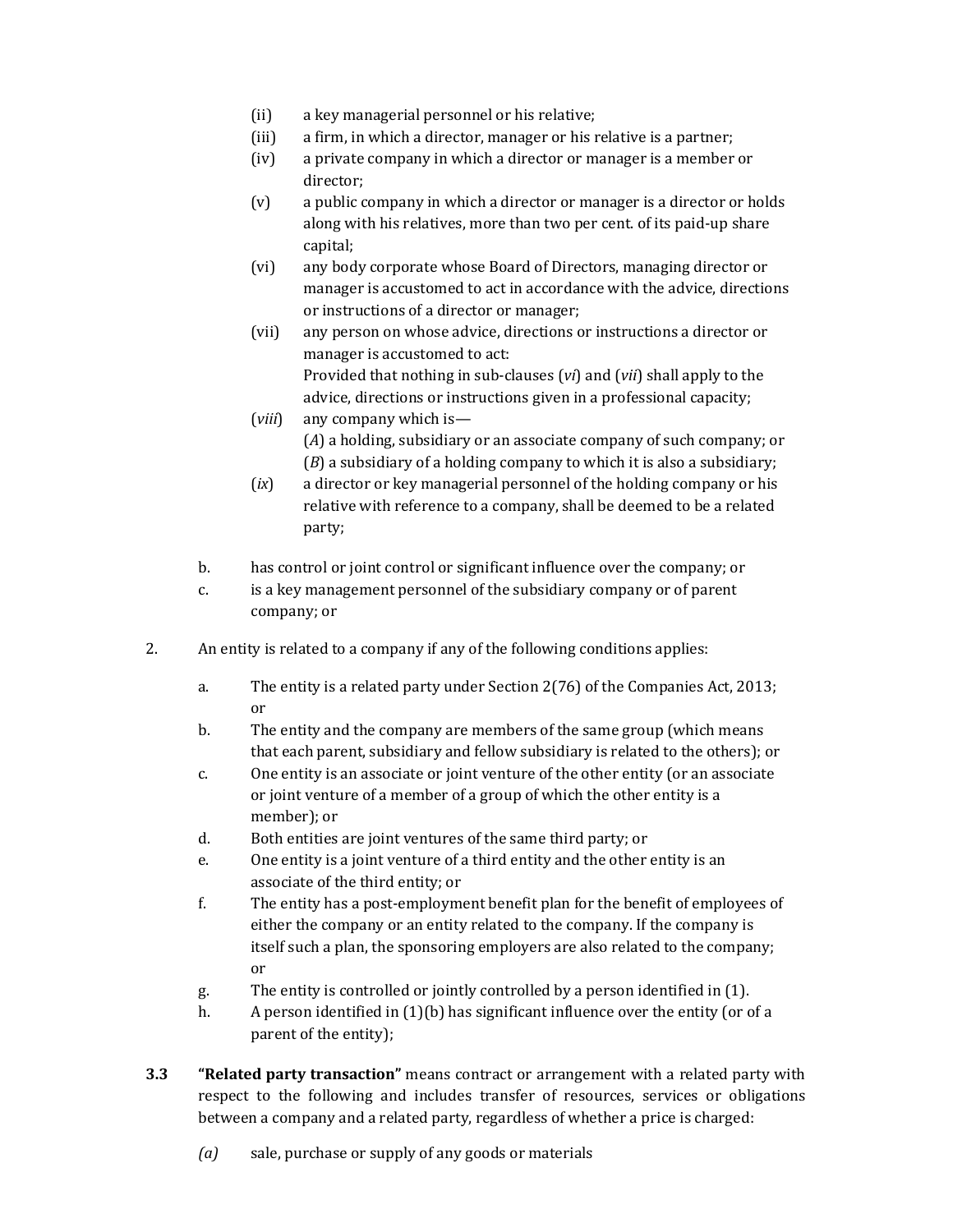- (ii) a key managerial personnel or his relative;
- (iii) a firm, in which a director, manager or his relative is a partner;
- (iv) a private company in which a director or manager is a member or director;
- (v) a public company in which a director or manager is a director or holds along with his relatives, more than two per cent. of its paid-up share capital;
- (vi) any body corporate whose Board of Directors, managing director or manager is accustomed to act in accordance with the advice, directions or instructions of a director or manager;
- (vii) any person on whose advice, directions or instructions a director or manager is accustomed to act:
  Provided that nothing in sub-clauses (*vi*) and (*vii*) shall apply to the advice, directions or instructions given in a professional capacity;
- (*viii*) any company which is—
  (*A*) a holding, subsidiary or an associate company of such company; or
  (*B*) a subsidiary of a holding company to which it is also a subsidiary;
- (*ix*) a director or key managerial personnel of the holding company or his relative with reference to a company, shall be deemed to be a related party;

b. has control or joint control or significant influence over the company; or

c. is a key management personnel of the subsidiary company or of parent company; or

2. An entity is related to a company if any of the following conditions applies:

   a. The entity is a related party under Section 2(76) of the Companies Act, 2013; or

   b. The entity and the company are members of the same group (which means that each parent, subsidiary and fellow subsidiary is related to the others); or

   c. One entity is an associate or joint venture of the other entity (or an associate or joint venture of a member of a group of which the other entity is a member); or

   d. Both entities are joint ventures of the same third party; or

   e. One entity is a joint venture of a third entity and the other entity is an associate of the third entity; or

   f. The entity has a post-employment benefit plan for the benefit of employees of either the company or an entity related to the company. If the company is itself such a plan, the sponsoring employers are also related to the company; or

   g. The entity is controlled or jointly controlled by a person identified in (1).

   h. A person identified in (1)(b) has significant influence over the entity (or of a parent of the entity);

**3.3** **"Related party transaction"** means contract or arrangement with a related party with respect to the following and includes transfer of resources, services or obligations between a company and a related party, regardless of whether a price is charged:

*(a)* sale, purchase or supply of any goods or materials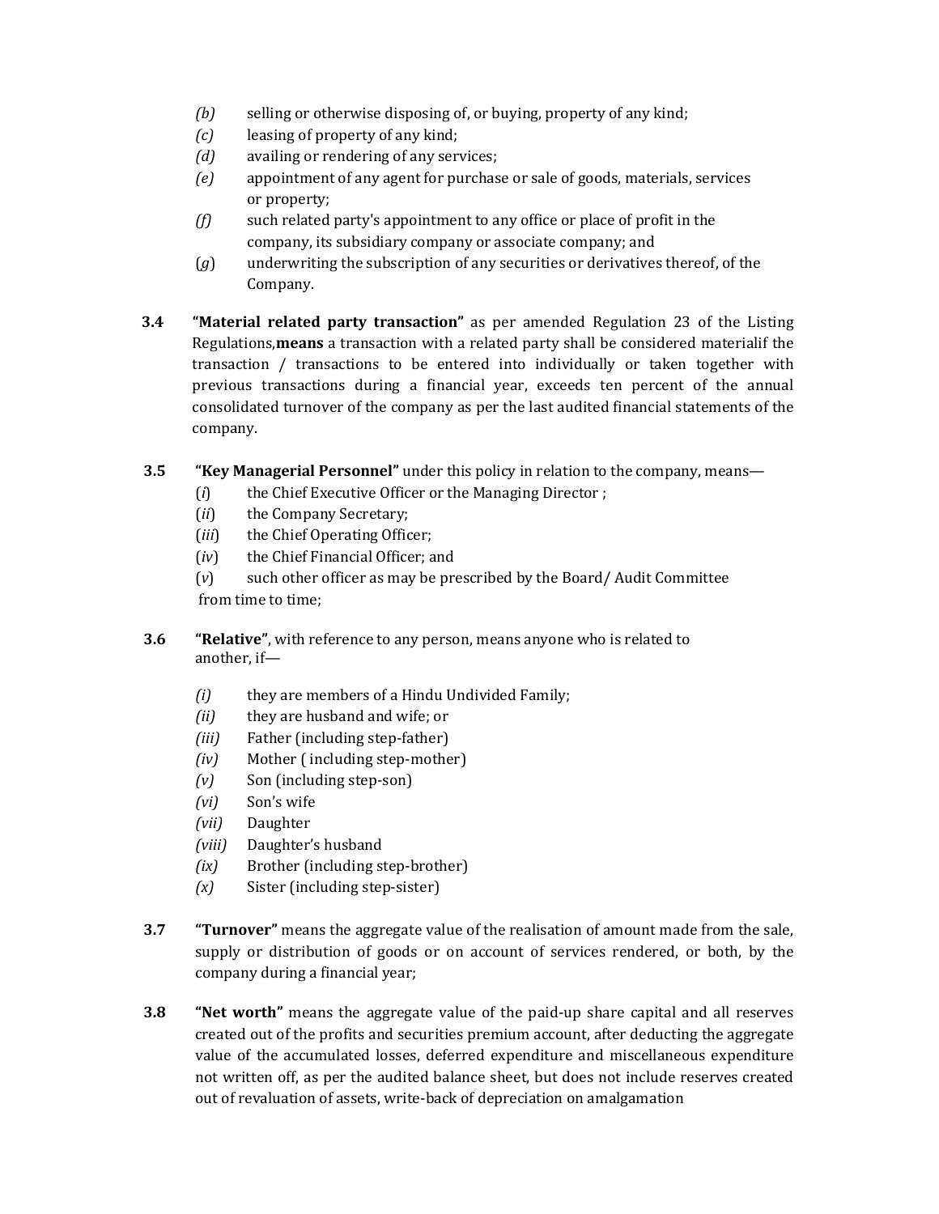*(b)* selling or otherwise disposing of, or buying, property of any kind;
*(c)* leasing of property of any kind;
*(d)* availing or rendering of any services;
*(e)* appointment of any agent for purchase or sale of goods, materials, services or property;
*(f)* such related party's appointment to any office or place of profit in the company, its subsidiary company or associate company; and
(*g*) underwriting the subscription of any securities or derivatives thereof, of the Company.

**3.4** **"Material related party transaction"** as per amended Regulation 23 of the Listing Regulations,**means** a transaction with a related party shall be considered materialif the transaction / transactions to be entered into individually or taken together with previous transactions during a financial year, exceeds ten percent of the annual consolidated turnover of the company as per the last audited financial statements of the company.

**3.5** **"Key Managerial Personnel"** under this policy in relation to the company, means—

(*i*) the Chief Executive Officer or the Managing Director ;
(*ii*) the Company Secretary;
(*iii*) the Chief Operating Officer;
(*iv*) the Chief Financial Officer; and
(*v*) such other officer as may be prescribed by the Board/ Audit Committee from time to time;

**3.6** **"Relative"**, with reference to any person, means anyone who is related to another, if—

*(i)* they are members of a Hindu Undivided Family;
*(ii)* they are husband and wife; or
*(iii)* Father (including step-father)
*(iv)* Mother ( including step-mother)
*(v)* Son (including step-son)
*(vi)* Son's wife
*(vii)* Daughter
*(viii)* Daughter's husband
*(ix)* Brother (including step-brother)
*(x)* Sister (including step-sister)

**3.7** **"Turnover"** means the aggregate value of the realisation of amount made from the sale, supply or distribution of goods or on account of services rendered, or both, by the company during a financial year;

**3.8** **"Net worth"** means the aggregate value of the paid-up share capital and all reserves created out of the profits and securities premium account, after deducting the aggregate value of the accumulated losses, deferred expenditure and miscellaneous expenditure not written off, as per the audited balance sheet, but does not include reserves created out of revaluation of assets, write-back of depreciation on amalgamation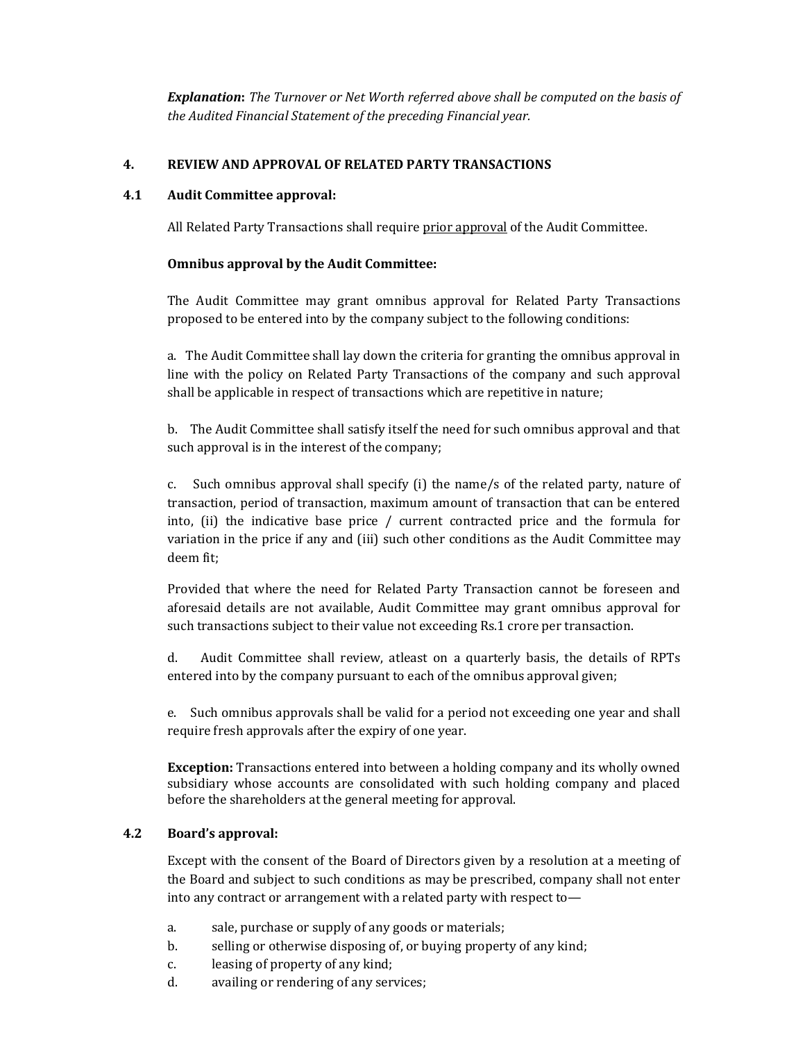***Explanation***: *The Turnover or Net Worth referred above shall be computed on the basis of the Audited Financial Statement of the preceding Financial year.*

## 4. REVIEW AND APPROVAL OF RELATED PARTY TRANSACTIONS

### 4.1 Audit Committee approval:

All Related Party Transactions shall require <u>prior approval</u> of the Audit Committee.

**Omnibus approval by the Audit Committee:**

The Audit Committee may grant omnibus approval for Related Party Transactions proposed to be entered into by the company subject to the following conditions:

a. The Audit Committee shall lay down the criteria for granting the omnibus approval in line with the policy on Related Party Transactions of the company and such approval shall be applicable in respect of transactions which are repetitive in nature;

b. The Audit Committee shall satisfy itself the need for such omnibus approval and that such approval is in the interest of the company;

c. Such omnibus approval shall specify (i) the name/s of the related party, nature of transaction, period of transaction, maximum amount of transaction that can be entered into, (ii) the indicative base price / current contracted price and the formula for variation in the price if any and (iii) such other conditions as the Audit Committee may deem fit;

Provided that where the need for Related Party Transaction cannot be foreseen and aforesaid details are not available, Audit Committee may grant omnibus approval for such transactions subject to their value not exceeding Rs.1 crore per transaction.

d. Audit Committee shall review, atleast on a quarterly basis, the details of RPTs entered into by the company pursuant to each of the omnibus approval given;

e. Such omnibus approvals shall be valid for a period not exceeding one year and shall require fresh approvals after the expiry of one year.

**Exception:** Transactions entered into between a holding company and its wholly owned subsidiary whose accounts are consolidated with such holding company and placed before the shareholders at the general meeting for approval.

### 4.2 Board's approval:

Except with the consent of the Board of Directors given by a resolution at a meeting of the Board and subject to such conditions as may be prescribed, company shall not enter into any contract or arrangement with a related party with respect to—

a. sale, purchase or supply of any goods or materials;
b. selling or otherwise disposing of, or buying property of any kind;
c. leasing of property of any kind;
d. availing or rendering of any services;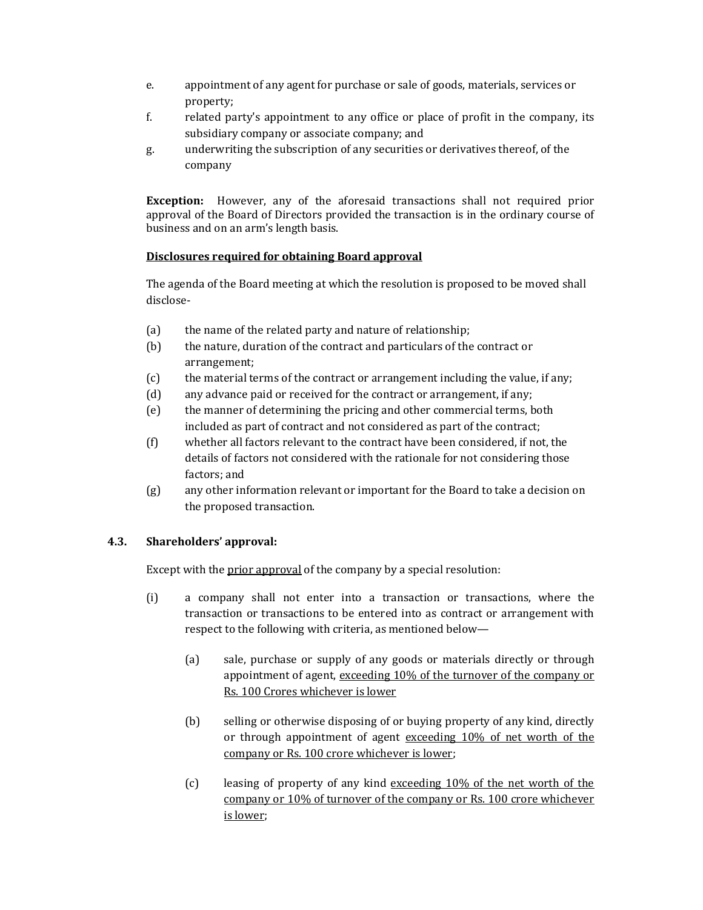e. appointment of any agent for purchase or sale of goods, materials, services or property;

f. related party's appointment to any office or place of profit in the company, its subsidiary company or associate company; and

g. underwriting the subscription of any securities or derivatives thereof, of the company

**Exception:** However, any of the aforesaid transactions shall not required prior approval of the Board of Directors provided the transaction is in the ordinary course of business and on an arm's length basis.

<u>**Disclosures required for obtaining Board approval**</u>

The agenda of the Board meeting at which the resolution is proposed to be moved shall disclose-

(a) the name of the related party and nature of relationship;

(b) the nature, duration of the contract and particulars of the contract or arrangement;

(c) the material terms of the contract or arrangement including the value, if any;

(d) any advance paid or received for the contract or arrangement, if any;

(e) the manner of determining the pricing and other commercial terms, both included as part of contract and not considered as part of the contract;

(f) whether all factors relevant to the contract have been considered, if not, the details of factors not considered with the rationale for not considering those factors; and

(g) any other information relevant or important for the Board to take a decision on the proposed transaction.

### 4.3. Shareholders' approval:

Except with the <u>prior approval</u> of the company by a special resolution:

(i) a company shall not enter into a transaction or transactions, where the transaction or transactions to be entered into as contract or arrangement with respect to the following with criteria, as mentioned below—

(a) sale, purchase or supply of any goods or materials directly or through appointment of agent, <u>exceeding 10% of the turnover of the company or Rs. 100 Crores whichever is lower</u>

(b) selling or otherwise disposing of or buying property of any kind, directly or through appointment of agent <u>exceeding 10% of net worth of the company or Rs. 100 crore whichever is lower</u>;

(c) leasing of property of any kind <u>exceeding 10% of the net worth of the company or 10% of turnover of the company or Rs. 100 crore whichever is lower</u>;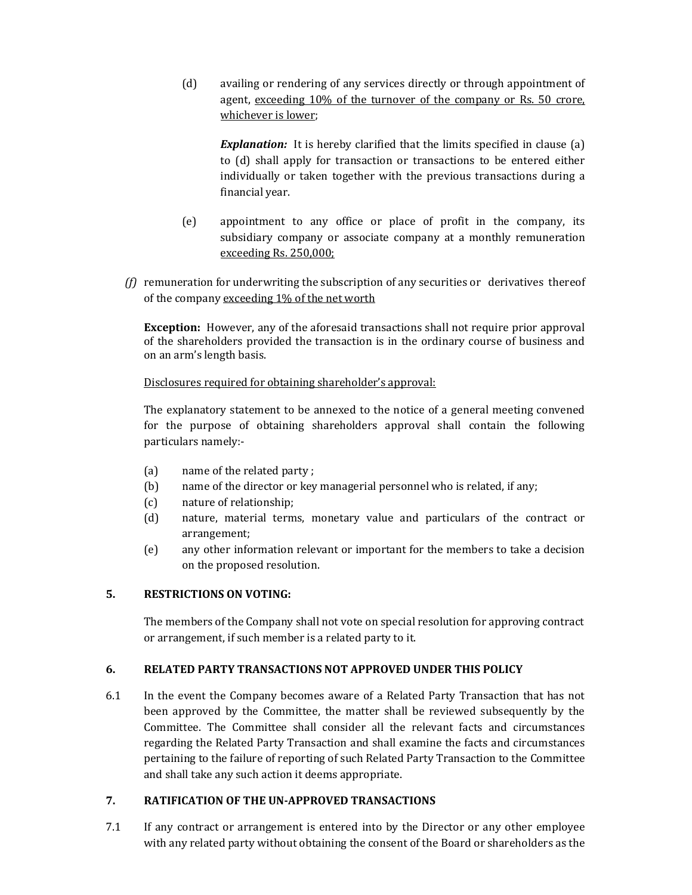(d) availing or rendering of any services directly or through appointment of agent, <u>exceeding 10% of the turnover of the company or Rs. 50 crore, whichever is lower</u>;

***Explanation:*** It is hereby clarified that the limits specified in clause (a) to (d) shall apply for transaction or transactions to be entered either individually or taken together with the previous transactions during a financial year.

(e) appointment to any office or place of profit in the company, its subsidiary company or associate company at a monthly remuneration <u>exceeding Rs. 250,000;</u>

*(f)* remuneration for underwriting the subscription of any securities or derivatives thereof of the company <u>exceeding 1% of the net worth</u>

**Exception:** However, any of the aforesaid transactions shall not require prior approval of the shareholders provided the transaction is in the ordinary course of business and on an arm's length basis.

<u>Disclosures required for obtaining shareholder's approval:</u>

The explanatory statement to be annexed to the notice of a general meeting convened for the purpose of obtaining shareholders approval shall contain the following particulars namely:-

(a) name of the related party ;
(b) name of the director or key managerial personnel who is related, if any;
(c) nature of relationship;
(d) nature, material terms, monetary value and particulars of the contract or arrangement;
(e) any other information relevant or important for the members to take a decision on the proposed resolution.

## 5. RESTRICTIONS ON VOTING:

The members of the Company shall not vote on special resolution for approving contract or arrangement, if such member is a related party to it.

## 6. RELATED PARTY TRANSACTIONS NOT APPROVED UNDER THIS POLICY

6.1 In the event the Company becomes aware of a Related Party Transaction that has not been approved by the Committee, the matter shall be reviewed subsequently by the Committee. The Committee shall consider all the relevant facts and circumstances regarding the Related Party Transaction and shall examine the facts and circumstances pertaining to the failure of reporting of such Related Party Transaction to the Committee and shall take any such action it deems appropriate.

## 7. RATIFICATION OF THE UN-APPROVED TRANSACTIONS

7.1 If any contract or arrangement is entered into by the Director or any other employee with any related party without obtaining the consent of the Board or shareholders as the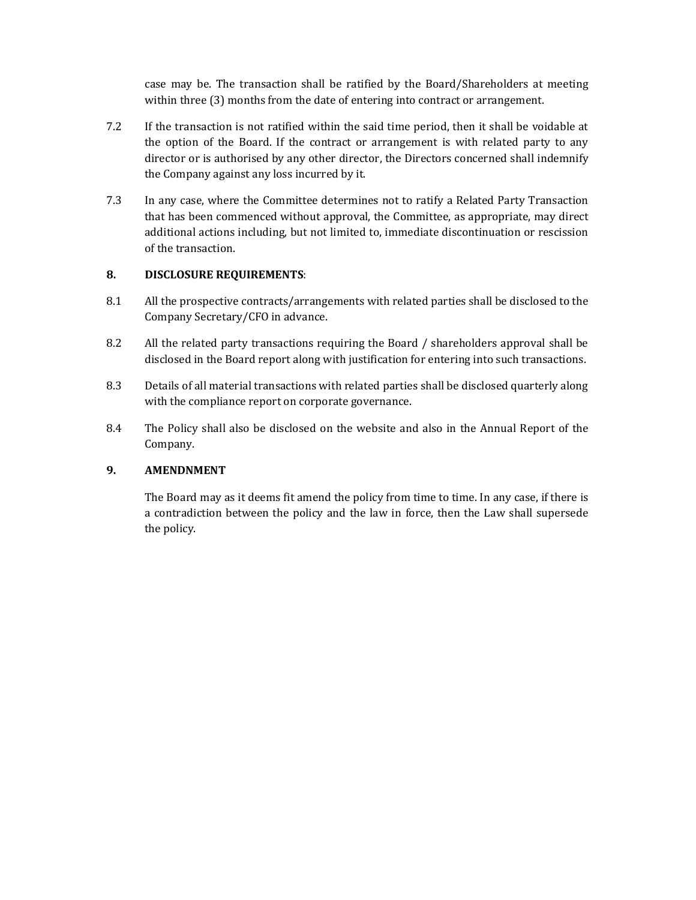case may be. The transaction shall be ratified by the Board/Shareholders at meeting within three (3) months from the date of entering into contract or arrangement.

7.2 If the transaction is not ratified within the said time period, then it shall be voidable at the option of the Board. If the contract or arrangement is with related party to any director or is authorised by any other director, the Directors concerned shall indemnify the Company against any loss incurred by it.

7.3 In any case, where the Committee determines not to ratify a Related Party Transaction that has been commenced without approval, the Committee, as appropriate, may direct additional actions including, but not limited to, immediate discontinuation or rescission of the transaction.

## 8. DISCLOSURE REQUIREMENTS:

8.1 All the prospective contracts/arrangements with related parties shall be disclosed to the Company Secretary/CFO in advance.

8.2 All the related party transactions requiring the Board / shareholders approval shall be disclosed in the Board report along with justification for entering into such transactions.

8.3 Details of all material transactions with related parties shall be disclosed quarterly along with the compliance report on corporate governance.

8.4 The Policy shall also be disclosed on the website and also in the Annual Report of the Company.

## 9. AMENDNMENT

The Board may as it deems fit amend the policy from time to time. In any case, if there is a contradiction between the policy and the law in force, then the Law shall supersede the policy.